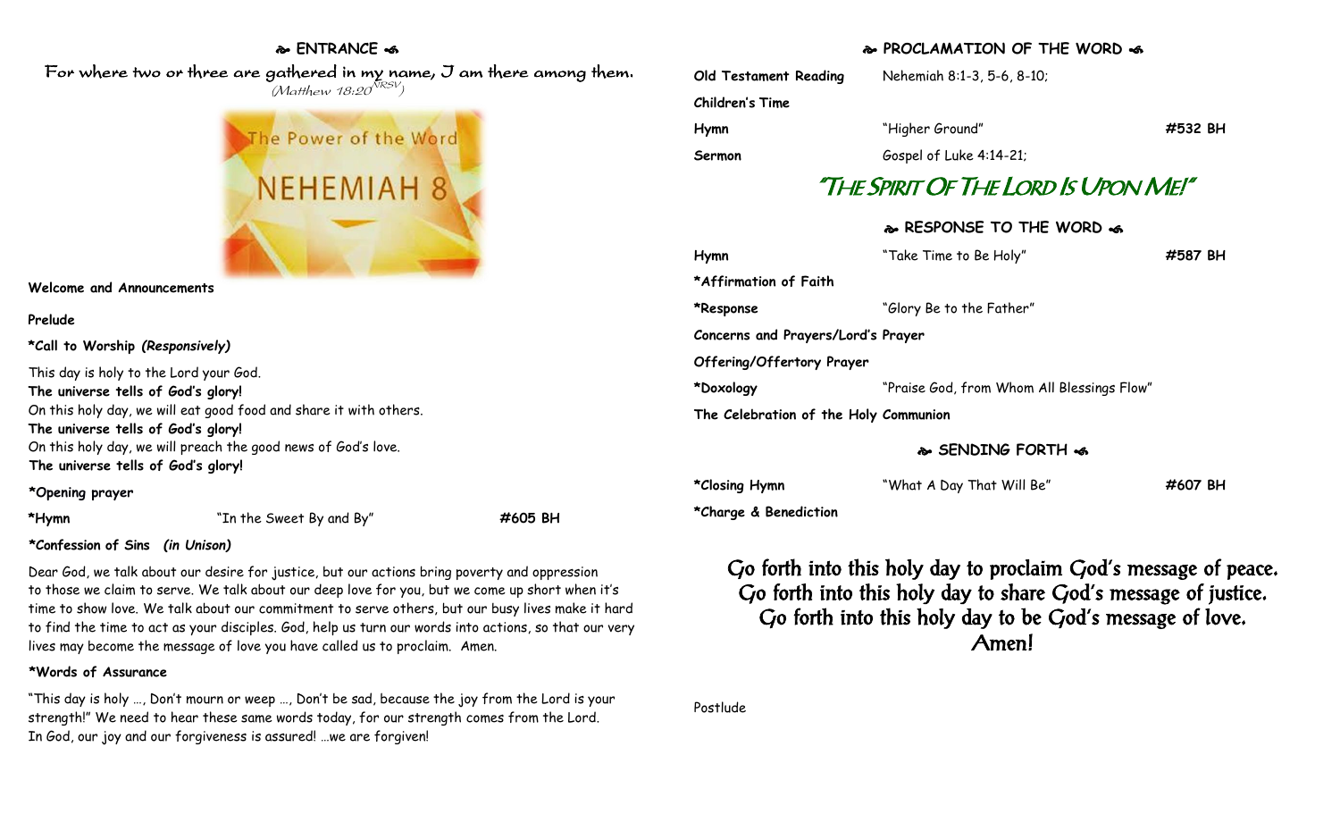## ❧ ENTRANCE ☙

*For where two or three are gathered in my name, I am there among them.*
*(Matthew 18:20[NRSV])*

The Power of the Word

NEHEMIAH 8

**Welcome and Announcements**

**Prelude**

***Call to Worship** *(Responsively)***

This day is holy to the Lord your God.
**The universe tells of God's glory!**
On this holy day, we will eat good food and share it with others.
**The universe tells of God's glory!**
On this holy day, we will preach the good news of God's love.
**The universe tells of God's glory!**

***Opening prayer**

| | | |
|---|---|---|
| ***Hymn** | "In the Sweet By and By" | **#605 BH** |

***Confession of Sins** *(in Unison)***

Dear God, we talk about our desire for justice, but our actions bring poverty and oppression to those we claim to serve. We talk about our deep love for you, but we come up short when it's time to show love. We talk about our commitment to serve others, but our busy lives make it hard to find the time to act as your disciples. God, help us turn our words into actions, so that our very lives may become the message of love you have called us to proclaim. Amen.

***Words of Assurance**

"This day is holy …, Don't mourn or weep …, Don't be sad, because the joy from the Lord is your strength!" We need to hear these same words today, for our strength comes from the Lord. In God, our joy and our forgiveness is assured! …we are forgiven!

## ❧ PROCLAMATION OF THE WORD ☙

| | | |
|---|---|---|
| **Old Testament Reading** | Nehemiah 8:1-3, 5-6, 8-10; | |
| **Children's Time** | | |
| **Hymn** | "Higher Ground" | **#532 BH** |
| **Sermon** | Gospel of Luke 4:14-21; | |

## "THE SPIRIT OF THE LORD IS UPON ME!"

## ❧ RESPONSE TO THE WORD ☙

| | | |
|---|---|---|
| **Hymn** | "Take Time to Be Holy" | **#587 BH** |
| ***Affirmation of Faith** | | |
| ***Response** | "Glory Be to the Father" | |
| **Concerns and Prayers/Lord's Prayer** | | |
| **Offering/Offertory Prayer** | | |
| ***Doxology** | "Praise God, from Whom All Blessings Flow" | |
| **The Celebration of the Holy Communion** | | |

## ❧ SENDING FORTH ☙

| | | |
|---|---|---|
| ***Closing Hymn** | "What A Day That Will Be" | **#607 BH** |
| ***Charge & Benediction** | | |

**Go forth into this holy day to proclaim God's message of peace.**
**Go forth into this holy day to share God's message of justice.**
**Go forth into this holy day to be God's message of love.**
**Amen!**

Postlude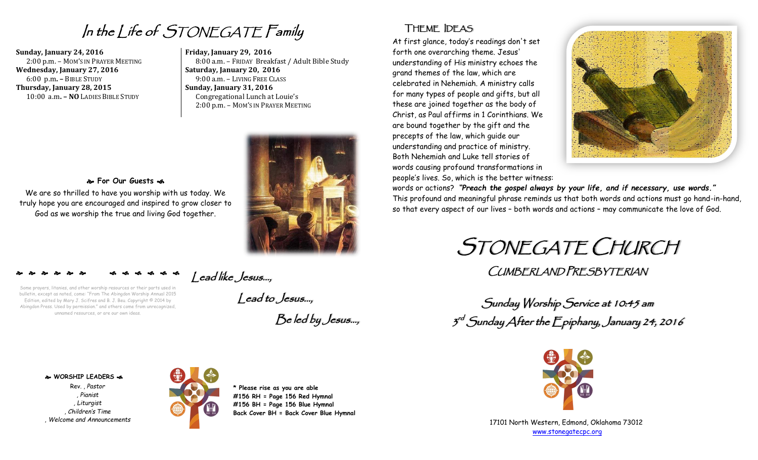# In the Life of STONEGATE Family

**Sunday, January 24, 2016**
2:00 p.m. – MOM'S IN PRAYER MEETING
**Wednesday, January 27, 2016**
6:00 p.m. – BIBLE STUDY
**Thursday, January 28, 2015**
10:00 a.m. – **NO** LADIES BIBLE STUDY

**Friday, January 29, 2016**
8:00 a.m. – FRIDAY Breakfast / Adult Bible Study
**Saturday, January 20, 2016**
9:00 a.m. – LIVING FREE CLASS
**Sunday, January 31, 2016**
Congregational Lunch at Louie's
2:00 p.m. – MOM'S IN PRAYER MEETING

**For Our Guests**

We are so thrilled to have you worship with us today. We truly hope you are encouraged and inspired to grow closer to God as we worship the true and living God together.

Lead like Jesus...,

Lead to Jesus...,

Be led by Jesus...,

Some prayers, litanies, and other worship resources or their parts used in bulletin, except as noted, come: "From The Abingdon Worship Annual 2015 Edition, edited by Mary J. Scifres and B. J. Beu. Copyright © 2014 by Abingdon Press. Used by permission." and others come from unrecognized, unnamed resources, or are our own ideas.

**WORSHIP LEADERS**

Rev. , *Pastor*
, *Pianist*
, *Liturgist*
, *Children's Time*
, *Welcome and Announcements*

**\* Please rise as you are able**
**#156 RH = Page 156 Red Hymnal**
**#156 BH = Page 156 Blue Hymnal**
**Back Cover BH = Back Cover Blue Hymnal**

## THEME IDEAS

At first glance, today's readings don't set forth one overarching theme. Jesus' understanding of His ministry echoes the grand themes of the law, which are celebrated in Nehemiah. A ministry calls for many types of people and gifts, but all these are joined together as the body of Christ, as Paul affirms in 1 Corinthians. We are bound together by the gift and the precepts of the law, which guide our understanding and practice of ministry. Both Nehemiah and Luke tell stories of words causing profound transformations in people's lives. So, which is the better witness: words or actions? ***"Preach the gospel always by your life, and if necessary, use words."*** This profound and meaningful phrase reminds us that both words and actions must go hand-in-hand, so that every aspect of our lives – both words and actions – may communicate the love of God.

# STONEGATE CHURCH

## CUMBERLAND PRESBYTERIAN

### Sunday Worship Service at 10:45 am

### 3rd Sunday After the Epiphany, January 24, 2016

17101 North Western, Edmond, Oklahoma 73012
www.stonegatecpc.org